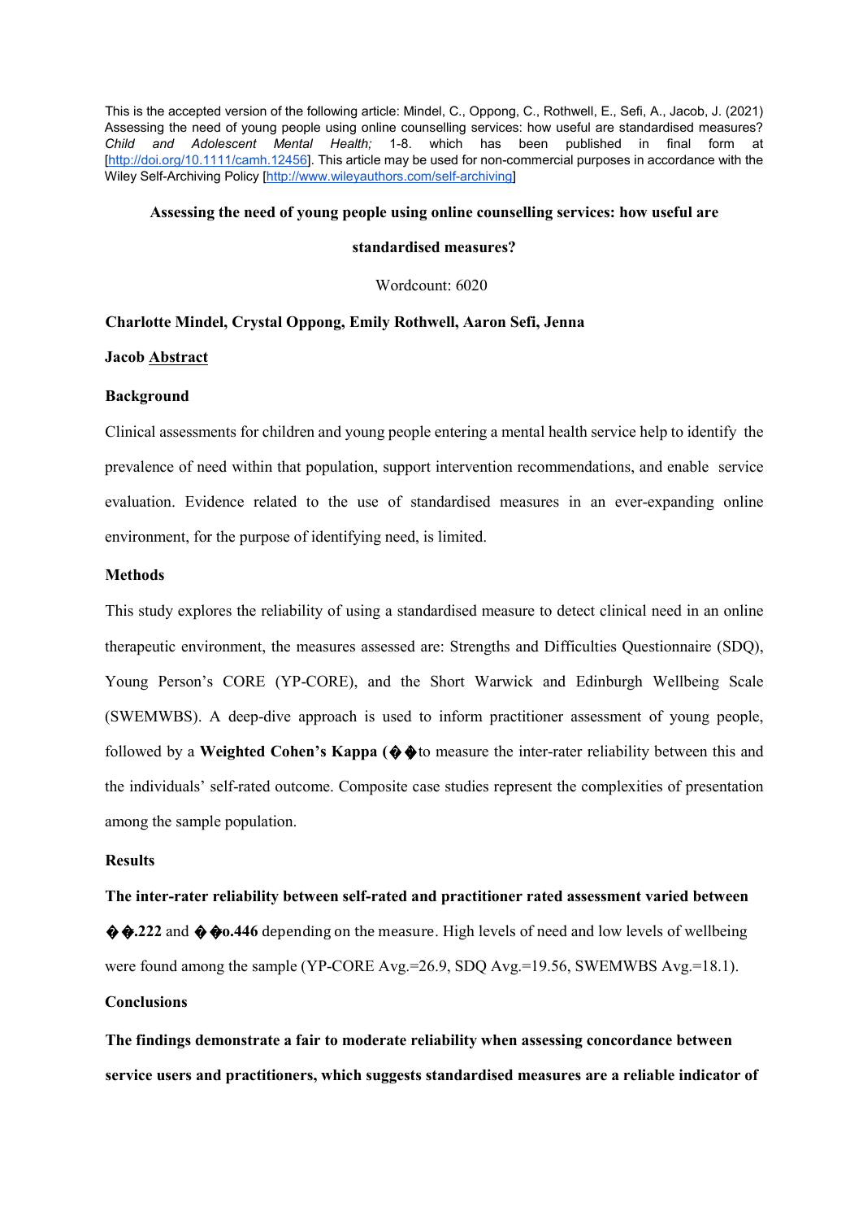This is the accepted version of the following article: Mindel, C., Oppong, C., Rothwell, E., Sefi, A., Jacob, J. (2021) Assessing the need of young people using online counselling services: how useful are standardised measures? *Child and Adolescent Mental Health;* 1-8. which has been published in final form at [http://doi.org/10.1111/camh.12456]. This article may be used for non-commercial purposes in accordance with the Wiley Self-Archiving Policy [http://www.wileyauthors.com/self-archiving]

# Assessing the need of young people using online counselling services: how useful are standardised measures?

Wordcount: 6020

**Charlotte Mindel, Crystal Oppong, Emily Rothwell, Aaron Sefi, Jenna Jacob**

## Abstract

### Background

Clinical assessments for children and young people entering a mental health service help to identify the prevalence of need within that population, support intervention recommendations, and enable service evaluation. Evidence related to the use of standardised measures in an ever-expanding online environment, for the purpose of identifying need, is limited.

### Methods

This study explores the reliability of using a standardised measure to detect clinical need in an online therapeutic environment, the measures assessed are: Strengths and Difficulties Questionnaire (SDQ), Young Person's CORE (YP-CORE), and the Short Warwick and Edinburgh Wellbeing Scale (SWEMWBS). A deep-dive approach is used to inform practitioner assessment of young people, followed by a **Weighted Cohen's Kappa (��**to measure the inter-rater reliability between this and the individuals' self-rated outcome. Composite case studies represent the complexities of presentation among the sample population.

### Results

**The inter-rater reliability between self-rated and practitioner rated assessment varied between ��.222** and **��o.446** depending on the measure. High levels of need and low levels of wellbeing were found among the sample (YP-CORE Avg.=26.9, SDQ Avg.=19.56, SWEMWBS Avg.=18.1).

### Conclusions

**The findings demonstrate a fair to moderate reliability when assessing concordance between service users and practitioners, which suggests standardised measures are a reliable indicator of**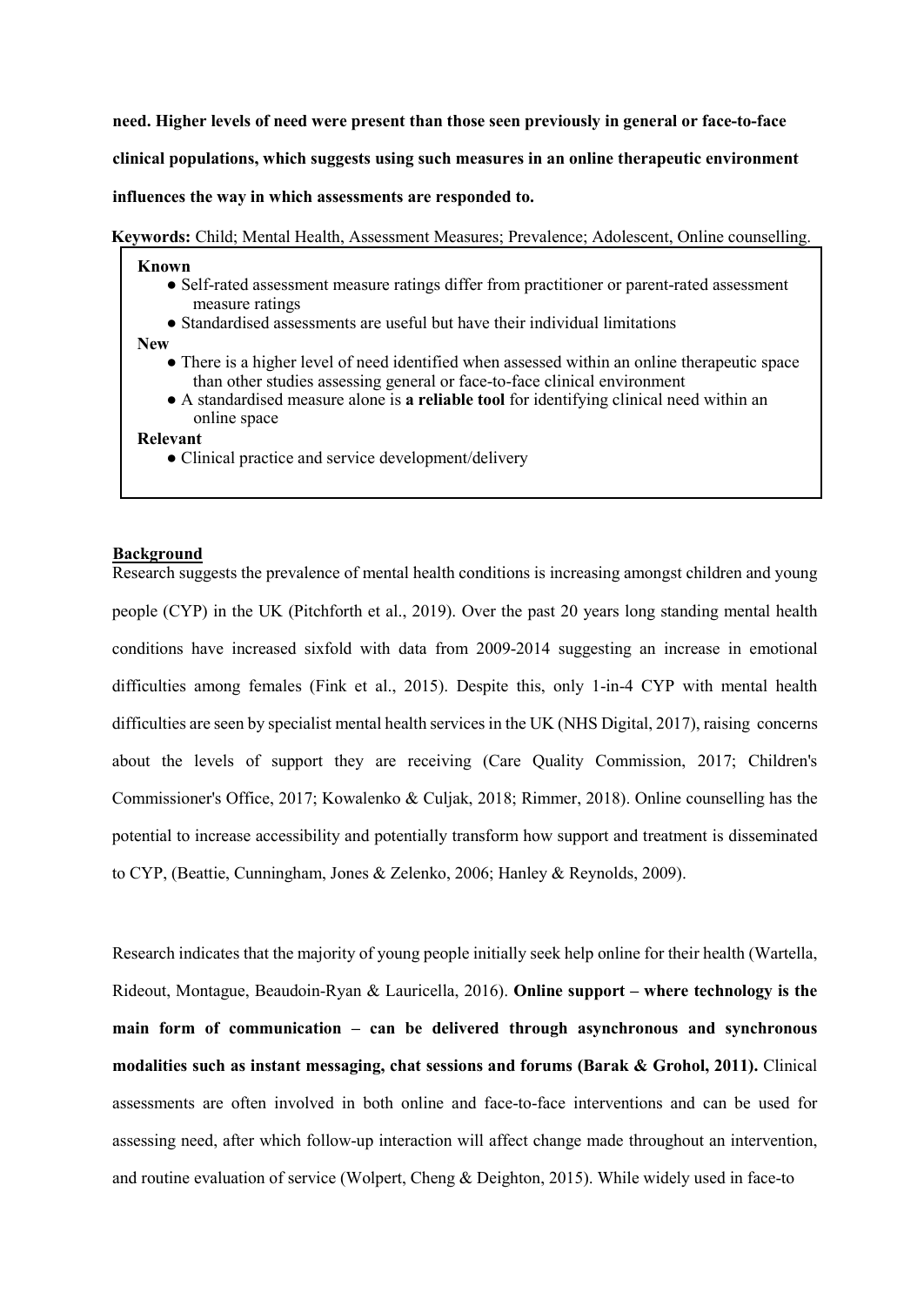**need. Higher levels of need were present than those seen previously in general or face-to-face clinical populations, which suggests using such measures in an online therapeutic environment influences the way in which assessments are responded to.**

**Keywords:** Child; Mental Health, Assessment Measures; Prevalence; Adolescent, Online counselling.

**Known**
- Self-rated assessment measure ratings differ from practitioner or parent-rated assessment measure ratings
- Standardised assessments are useful but have their individual limitations

**New**
- There is a higher level of need identified when assessed within an online therapeutic space than other studies assessing general or face-to-face clinical environment
- A standardised measure alone is **a reliable tool** for identifying clinical need within an online space

**Relevant**
- Clinical practice and service development/delivery

## Background

Research suggests the prevalence of mental health conditions is increasing amongst children and young people (CYP) in the UK (Pitchforth et al., 2019). Over the past 20 years long standing mental health conditions have increased sixfold with data from 2009-2014 suggesting an increase in emotional difficulties among females (Fink et al., 2015). Despite this, only 1-in-4 CYP with mental health difficulties are seen by specialist mental health services in the UK (NHS Digital, 2017), raising concerns about the levels of support they are receiving (Care Quality Commission, 2017; Children's Commissioner's Office, 2017; Kowalenko & Culjak, 2018; Rimmer, 2018). Online counselling has the potential to increase accessibility and potentially transform how support and treatment is disseminated to CYP, (Beattie, Cunningham, Jones & Zelenko, 2006; Hanley & Reynolds, 2009).

Research indicates that the majority of young people initially seek help online for their health (Wartella, Rideout, Montague, Beaudoin-Ryan & Lauricella, 2016). **Online support – where technology is the main form of communication – can be delivered through asynchronous and synchronous modalities such as instant messaging, chat sessions and forums (Barak & Grohol, 2011).** Clinical assessments are often involved in both online and face-to-face interventions and can be used for assessing need, after which follow-up interaction will affect change made throughout an intervention, and routine evaluation of service (Wolpert, Cheng & Deighton, 2015). While widely used in face-to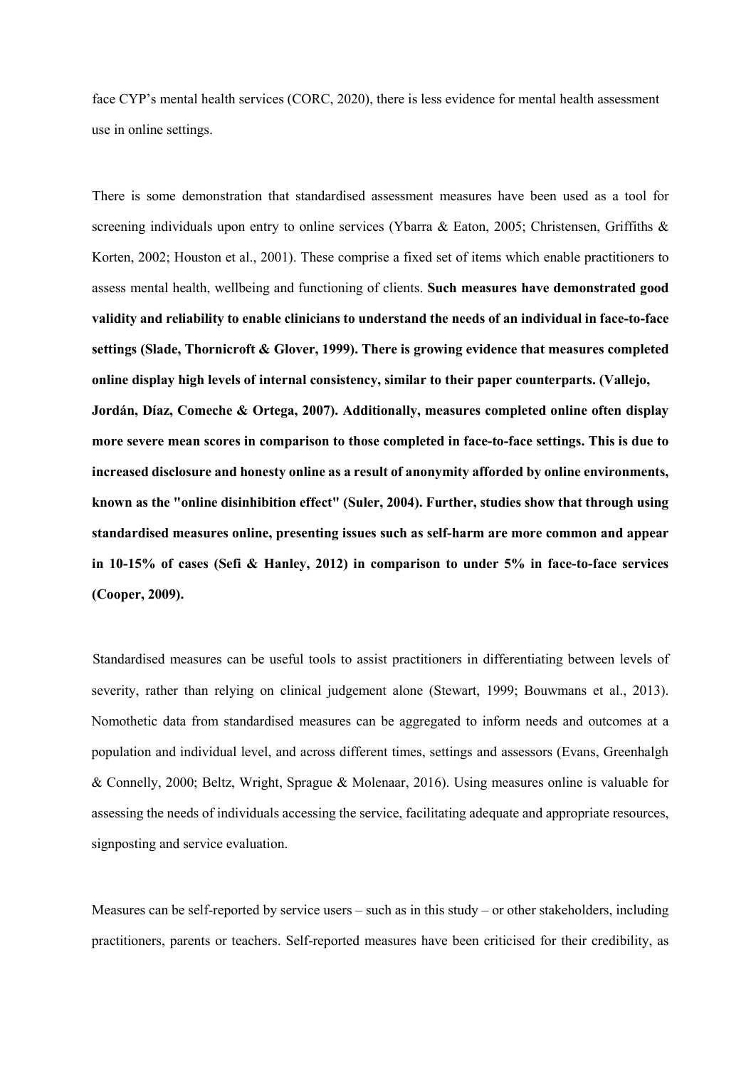face CYP's mental health services (CORC, 2020), there is less evidence for mental health assessment use in online settings.

There is some demonstration that standardised assessment measures have been used as a tool for screening individuals upon entry to online services (Ybarra & Eaton, 2005; Christensen, Griffiths & Korten, 2002; Houston et al., 2001). These comprise a fixed set of items which enable practitioners to assess mental health, wellbeing and functioning of clients. **Such measures have demonstrated good validity and reliability to enable clinicians to understand the needs of an individual in face-to-face settings (Slade, Thornicroft & Glover, 1999). There is growing evidence that measures completed online display high levels of internal consistency, similar to their paper counterparts. (Vallejo, Jordán, Díaz, Comeche & Ortega, 2007). Additionally, measures completed online often display more severe mean scores in comparison to those completed in face-to-face settings. This is due to increased disclosure and honesty online as a result of anonymity afforded by online environments, known as the "online disinhibition effect" (Suler, 2004). Further, studies show that through using standardised measures online, presenting issues such as self-harm are more common and appear in 10-15% of cases (Sefi & Hanley, 2012) in comparison to under 5% in face-to-face services (Cooper, 2009).**

Standardised measures can be useful tools to assist practitioners in differentiating between levels of severity, rather than relying on clinical judgement alone (Stewart, 1999; Bouwmans et al., 2013). Nomothetic data from standardised measures can be aggregated to inform needs and outcomes at a population and individual level, and across different times, settings and assessors (Evans, Greenhalgh & Connelly, 2000; Beltz, Wright, Sprague & Molenaar, 2016). Using measures online is valuable for assessing the needs of individuals accessing the service, facilitating adequate and appropriate resources, signposting and service evaluation.

Measures can be self-reported by service users – such as in this study – or other stakeholders, including practitioners, parents or teachers. Self-reported measures have been criticised for their credibility, as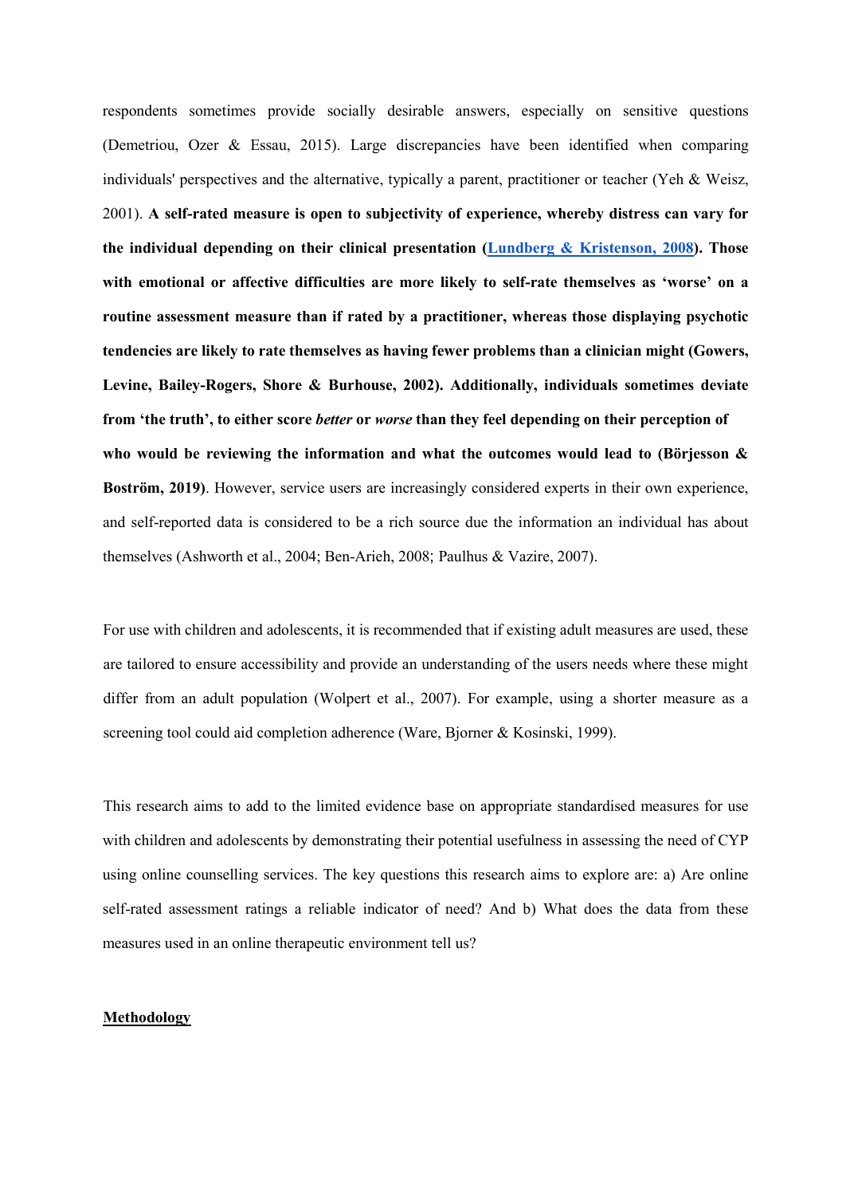respondents sometimes provide socially desirable answers, especially on sensitive questions (Demetriou, Ozer & Essau, 2015). Large discrepancies have been identified when comparing individuals' perspectives and the alternative, typically a parent, practitioner or teacher (Yeh & Weisz, 2001). **A self-rated measure is open to subjectivity of experience, whereby distress can vary for the individual depending on their clinical presentation ([Lundberg & Kristenson, 2008](#)). Those with emotional or affective difficulties are more likely to self-rate themselves as 'worse' on a routine assessment measure than if rated by a practitioner, whereas those displaying psychotic tendencies are likely to rate themselves as having fewer problems than a clinician might (Gowers, Levine, Bailey-Rogers, Shore & Burhouse, 2002). Additionally, individuals sometimes deviate from 'the truth', to either score *better* or *worse* than they feel depending on their perception of who would be reviewing the information and what the outcomes would lead to (Börjesson & Boström, 2019)**. However, service users are increasingly considered experts in their own experience, and self-reported data is considered to be a rich source due the information an individual has about themselves (Ashworth et al., 2004; Ben-Arieh, 2008; Paulhus & Vazire, 2007).

For use with children and adolescents, it is recommended that if existing adult measures are used, these are tailored to ensure accessibility and provide an understanding of the users needs where these might differ from an adult population (Wolpert et al., 2007). For example, using a shorter measure as a screening tool could aid completion adherence (Ware, Bjorner & Kosinski, 1999).

This research aims to add to the limited evidence base on appropriate standardised measures for use with children and adolescents by demonstrating their potential usefulness in assessing the need of CYP using online counselling services. The key questions this research aims to explore are: a) Are online self-rated assessment ratings a reliable indicator of need? And b) What does the data from these measures used in an online therapeutic environment tell us?

## Methodology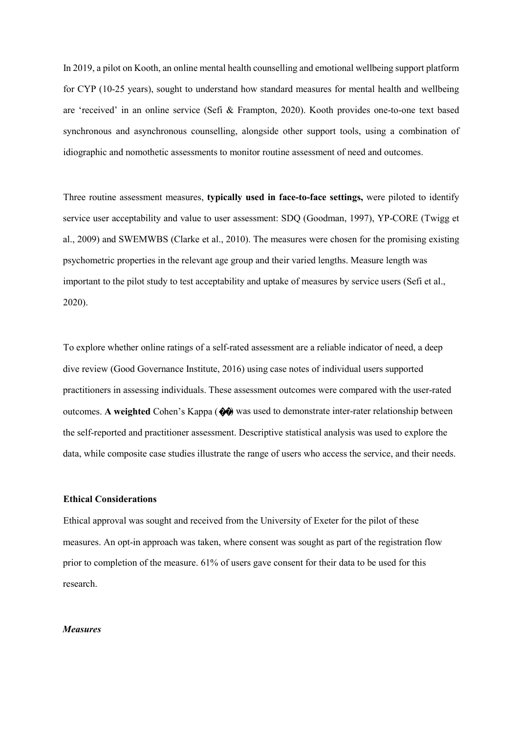In 2019, a pilot on Kooth, an online mental health counselling and emotional wellbeing support platform for CYP (10-25 years), sought to understand how standard measures for mental health and wellbeing are 'received' in an online service (Sefi & Frampton, 2020). Kooth provides one-to-one text based synchronous and asynchronous counselling, alongside other support tools, using a combination of idiographic and nomothetic assessments to monitor routine assessment of need and outcomes.

Three routine assessment measures, **typically used in face-to-face settings,** were piloted to identify service user acceptability and value to user assessment: SDQ (Goodman, 1997), YP-CORE (Twigg et al., 2009) and SWEMWBS (Clarke et al., 2010). The measures were chosen for the promising existing psychometric properties in the relevant age group and their varied lengths. Measure length was important to the pilot study to test acceptability and uptake of measures by service users (Sefi et al., 2020).

To explore whether online ratings of a self-rated assessment are a reliable indicator of need, a deep dive review (Good Governance Institute, 2016) using case notes of individual users supported practitioners in assessing individuals. These assessment outcomes were compared with the user-rated outcomes. **A weighted** Cohen's Kappa (��) was used to demonstrate inter-rater relationship between the self-reported and practitioner assessment. Descriptive statistical analysis was used to explore the data, while composite case studies illustrate the range of users who access the service, and their needs.

**Ethical Considerations**

Ethical approval was sought and received from the University of Exeter for the pilot of these measures. An opt-in approach was taken, where consent was sought as part of the registration flow prior to completion of the measure. 61% of users gave consent for their data to be used for this research.

***Measures***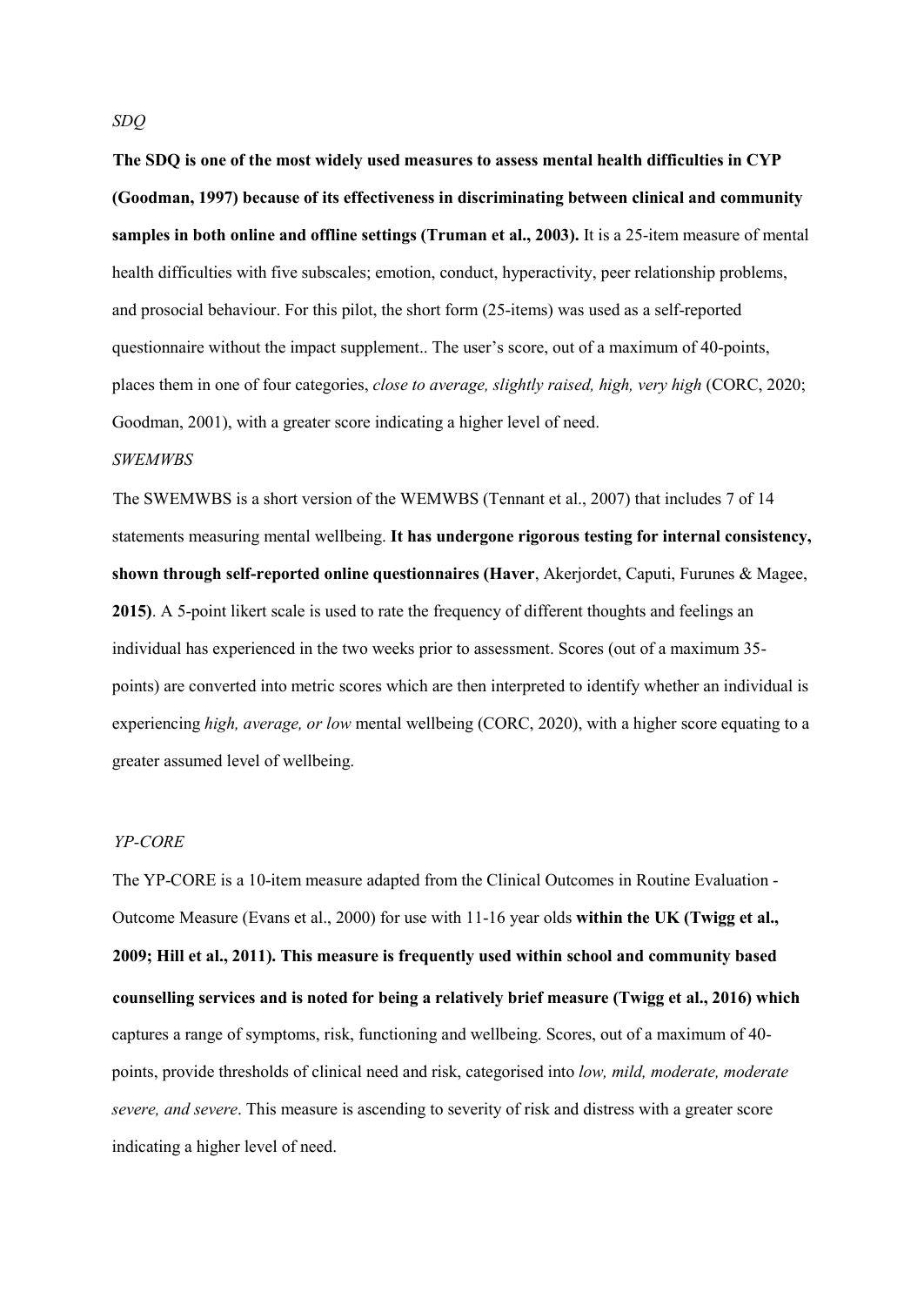*SDQ*

**The SDQ is one of the most widely used measures to assess mental health difficulties in CYP (Goodman, 1997) because of its effectiveness in discriminating between clinical and community samples in both online and offline settings (Truman et al., 2003).** It is a 25-item measure of mental health difficulties with five subscales; emotion, conduct, hyperactivity, peer relationship problems, and prosocial behaviour. For this pilot, the short form (25-items) was used as a self-reported questionnaire without the impact supplement.. The user's score, out of a maximum of 40-points, places them in one of four categories, *close to average, slightly raised, high, very high* (CORC, 2020; Goodman, 2001), with a greater score indicating a higher level of need.

*SWEMWBS*

The SWEMWBS is a short version of the WEMWBS (Tennant et al., 2007) that includes 7 of 14 statements measuring mental wellbeing. **It has undergone rigorous testing for internal consistency, shown through self-reported online questionnaires (Haver**, Akerjordet, Caputi, Furunes & Magee, **2015)**. A 5-point likert scale is used to rate the frequency of different thoughts and feelings an individual has experienced in the two weeks prior to assessment. Scores (out of a maximum 35-points) are converted into metric scores which are then interpreted to identify whether an individual is experiencing *high, average, or low* mental wellbeing (CORC, 2020), with a higher score equating to a greater assumed level of wellbeing.

*YP-CORE*

The YP-CORE is a 10-item measure adapted from the Clinical Outcomes in Routine Evaluation - Outcome Measure (Evans et al., 2000) for use with 11-16 year olds **within the UK (Twigg et al., 2009; Hill et al., 2011). This measure is frequently used within school and community based counselling services and is noted for being a relatively brief measure (Twigg et al., 2016) which** captures a range of symptoms, risk, functioning and wellbeing. Scores, out of a maximum of 40-points, provide thresholds of clinical need and risk, categorised into *low, mild, moderate, moderate severe, and severe*. This measure is ascending to severity of risk and distress with a greater score indicating a higher level of need.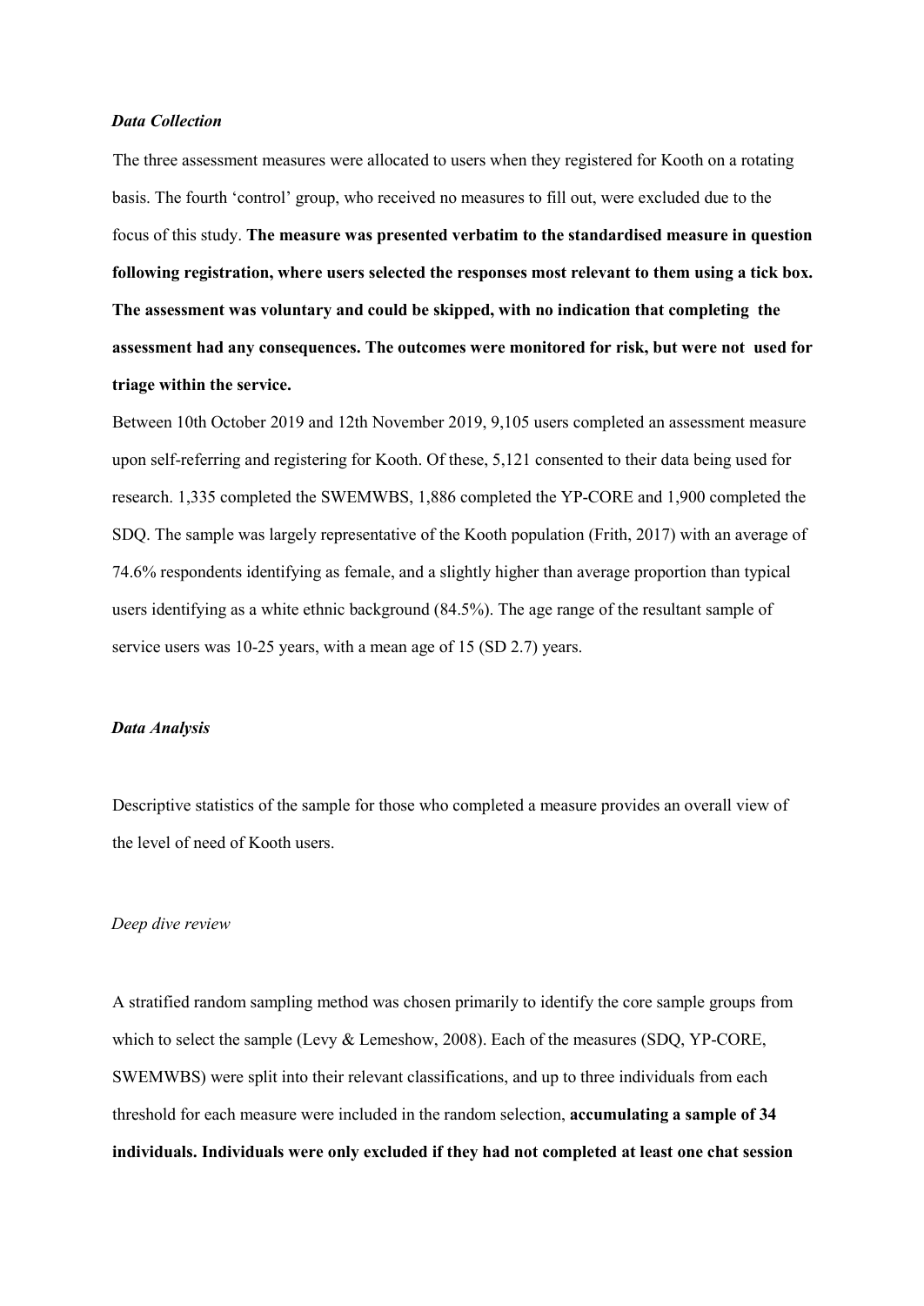### *Data Collection*

The three assessment measures were allocated to users when they registered for Kooth on a rotating basis. The fourth 'control' group, who received no measures to fill out, were excluded due to the focus of this study. **The measure was presented verbatim to the standardised measure in question following registration, where users selected the responses most relevant to them using a tick box. The assessment was voluntary and could be skipped, with no indication that completing the assessment had any consequences. The outcomes were monitored for risk, but were not used for triage within the service.**

Between 10th October 2019 and 12th November 2019, 9,105 users completed an assessment measure upon self-referring and registering for Kooth. Of these, 5,121 consented to their data being used for research. 1,335 completed the SWEMWBS, 1,886 completed the YP-CORE and 1,900 completed the SDQ. The sample was largely representative of the Kooth population (Frith, 2017) with an average of 74.6% respondents identifying as female, and a slightly higher than average proportion than typical users identifying as a white ethnic background (84.5%). The age range of the resultant sample of service users was 10-25 years, with a mean age of 15 (SD 2.7) years.

### *Data Analysis*

Descriptive statistics of the sample for those who completed a measure provides an overall view of the level of need of Kooth users.

#### *Deep dive review*

A stratified random sampling method was chosen primarily to identify the core sample groups from which to select the sample (Levy & Lemeshow, 2008). Each of the measures (SDQ, YP-CORE, SWEMWBS) were split into their relevant classifications, and up to three individuals from each threshold for each measure were included in the random selection, **accumulating a sample of 34 individuals. Individuals were only excluded if they had not completed at least one chat session**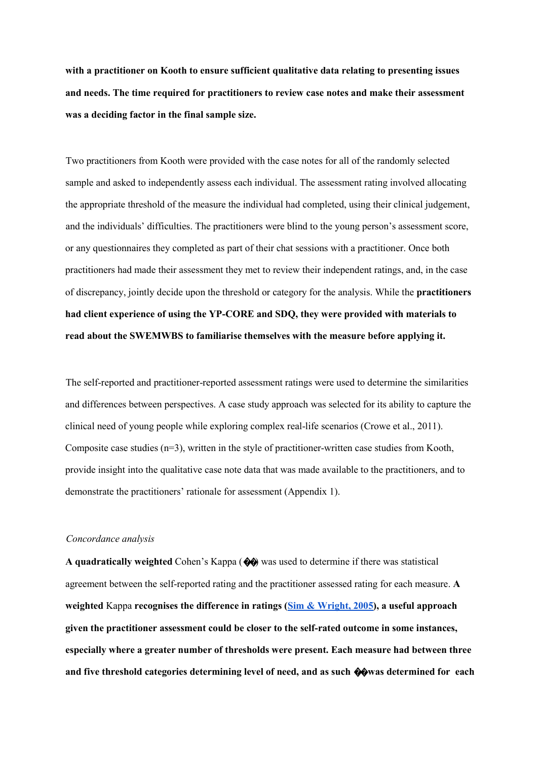**with a practitioner on Kooth to ensure sufficient qualitative data relating to presenting issues and needs. The time required for practitioners to review case notes and make their assessment was a deciding factor in the final sample size.**

Two practitioners from Kooth were provided with the case notes for all of the randomly selected sample and asked to independently assess each individual. The assessment rating involved allocating the appropriate threshold of the measure the individual had completed, using their clinical judgement, and the individuals' difficulties. The practitioners were blind to the young person's assessment score, or any questionnaires they completed as part of their chat sessions with a practitioner. Once both practitioners had made their assessment they met to review their independent ratings, and, in the case of discrepancy, jointly decide upon the threshold or category for the analysis. While the **practitioners had client experience of using the YP-CORE and SDQ, they were provided with materials to read about the SWEMWBS to familiarise themselves with the measure before applying it.**

The self-reported and practitioner-reported assessment ratings were used to determine the similarities and differences between perspectives. A case study approach was selected for its ability to capture the clinical need of young people while exploring complex real-life scenarios (Crowe et al., 2011). Composite case studies (n=3), written in the style of practitioner-written case studies from Kooth, provide insight into the qualitative case note data that was made available to the practitioners, and to demonstrate the practitioners' rationale for assessment (Appendix 1).

*Concordance analysis*

**A quadratically weighted** Cohen's Kappa (��) was used to determine if there was statistical agreement between the self-reported rating and the practitioner assessed rating for each measure. **A weighted** Kappa **recognises the difference in ratings (Sim & Wright, 2005), a useful approach given the practitioner assessment could be closer to the self-rated outcome in some instances, especially where a greater number of thresholds were present. Each measure had between three and five threshold categories determining level of need, and as such ��was determined for each**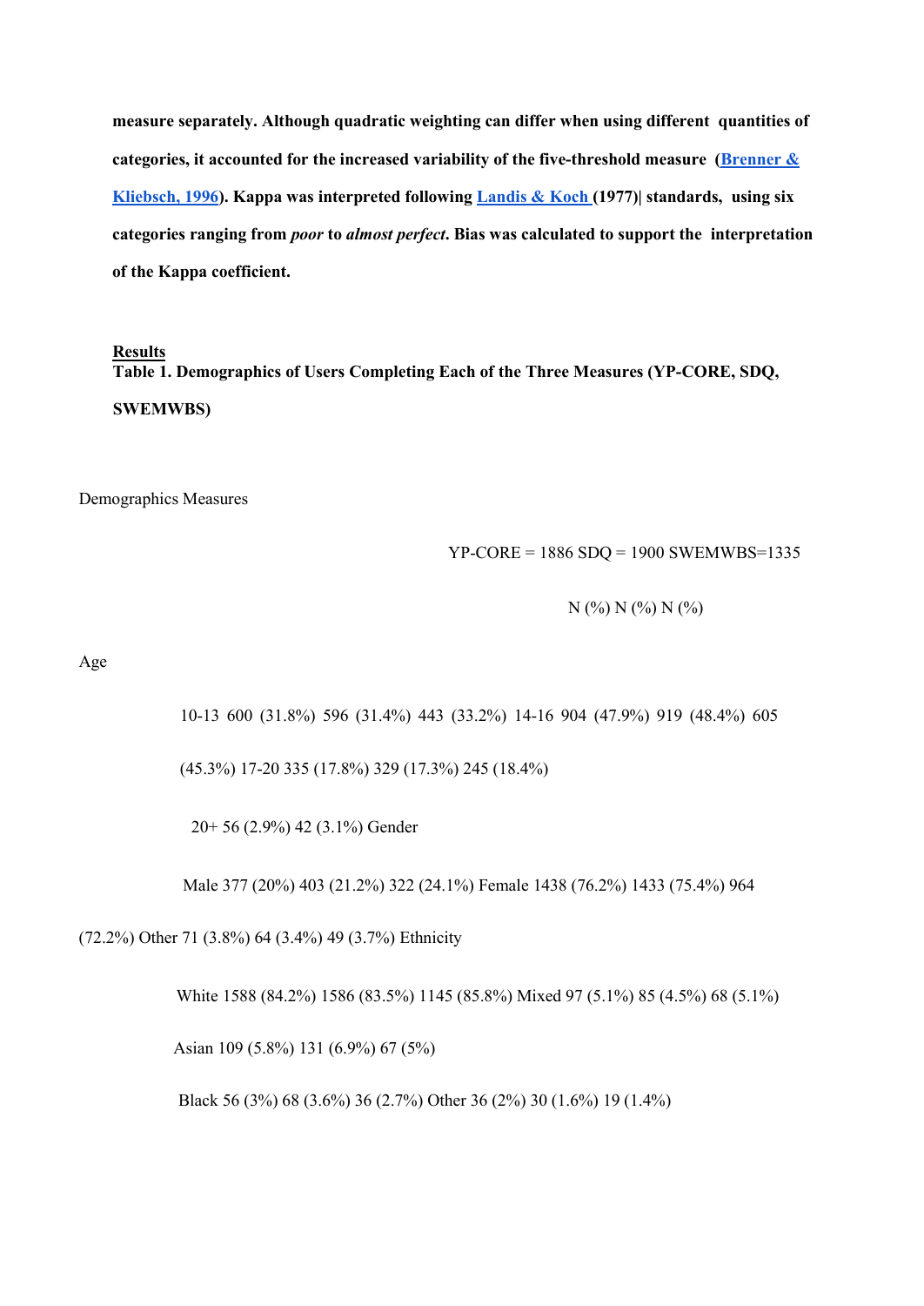**measure separately. Although quadratic weighting can differ when using different quantities of categories, it accounted for the increased variability of the five-threshold measure ([Brenner & Kliebsch, 1996](#)). Kappa was interpreted following [Landis & Koch](#) (1977)| standards, using six categories ranging from *poor* to *almost perfect*. Bias was calculated to support the interpretation of the Kappa coefficient.**

## Results

**Table 1. Demographics of Users Completing Each of the Three Measures (YP-CORE, SDQ, SWEMWBS)**

| Demographics | Measures | | |
|---|---|---|---|
| | YP-CORE = 1886 | SDQ = 1900 | SWEMWBS=1335 |
| | N (%) | N (%) | N (%) |
| **Age** | | | |
| 10-13 | 600 (31.8%) | 596 (31.4%) | 443 (33.2%) |
| 14-16 | 904 (47.9%) | 919 (48.4%) | 605 (45.3%) |
| 17-20 | 335 (17.8%) | 329 (17.3%) | 245 (18.4%) |
| 20+ | 56 (2.9%) | 42 (3.1%) | |
| **Gender** | | | |
| Male | 377 (20%) | 403 (21.2%) | 322 (24.1%) |
| Female | 1438 (76.2%) | 1433 (75.4%) | 964 (72.2%) |
| Other | 71 (3.8%) | 64 (3.4%) | 49 (3.7%) |
| **Ethnicity** | | | |
| White | 1588 (84.2%) | 1586 (83.5%) | 1145 (85.8%) |
| Mixed | 97 (5.1%) | 85 (4.5%) | 68 (5.1%) |
| Asian | 109 (5.8%) | 131 (6.9%) | 67 (5%) |
| Black | 56 (3%) | 68 (3.6%) | 36 (2.7%) |
| Other | 36 (2%) | 30 (1.6%) | 19 (1.4%) |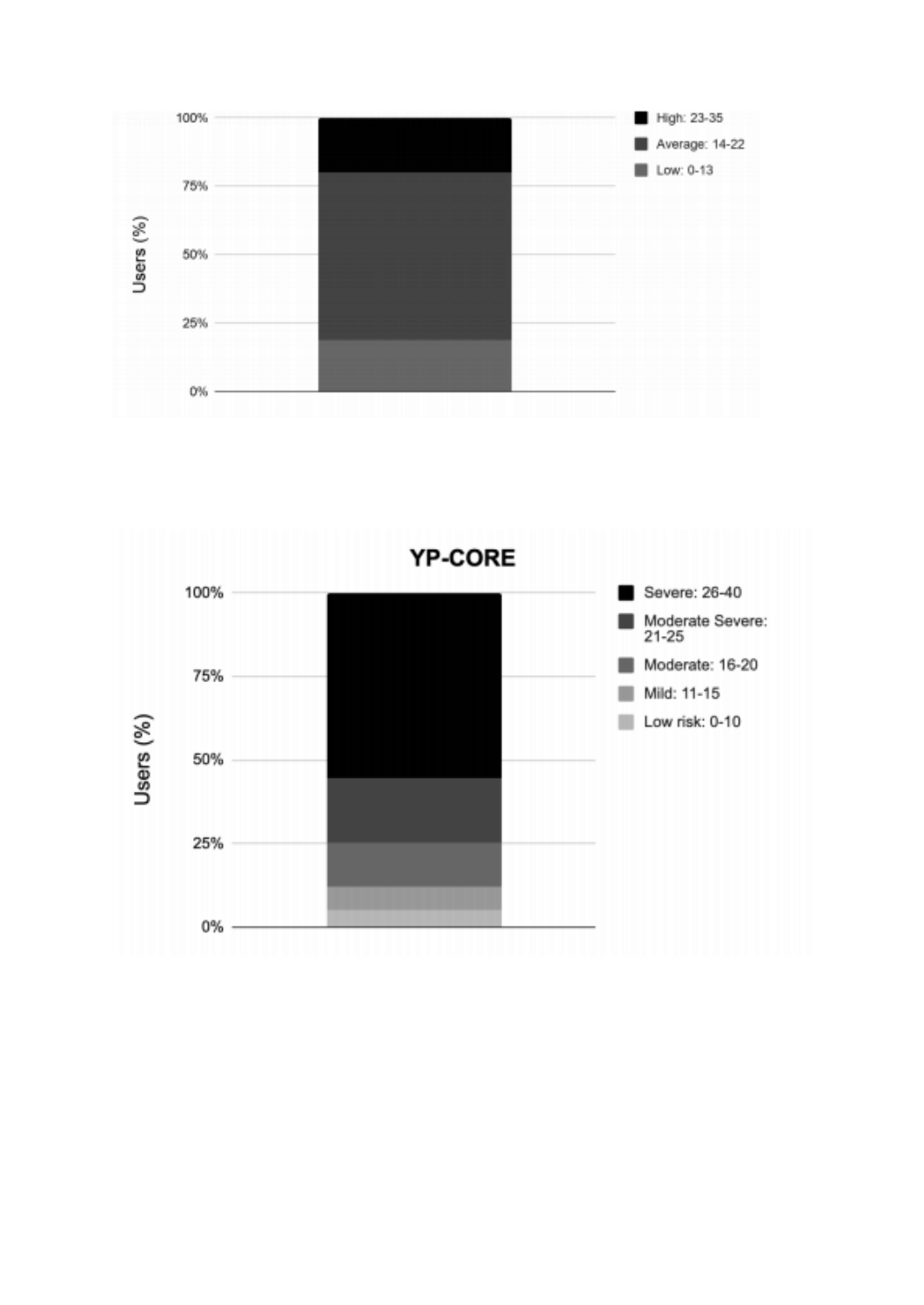100%

75%

50%

25%

0%

Users (%)

High: 23-35

Average: 14-22

Low: 0-13

**YP-CORE**

100%

75%

50%

25%

0%

Users (%)

Severe: 26-40

Moderate Severe: 21-25

Moderate: 16-20

Mild: 11-15

Low risk: 0-10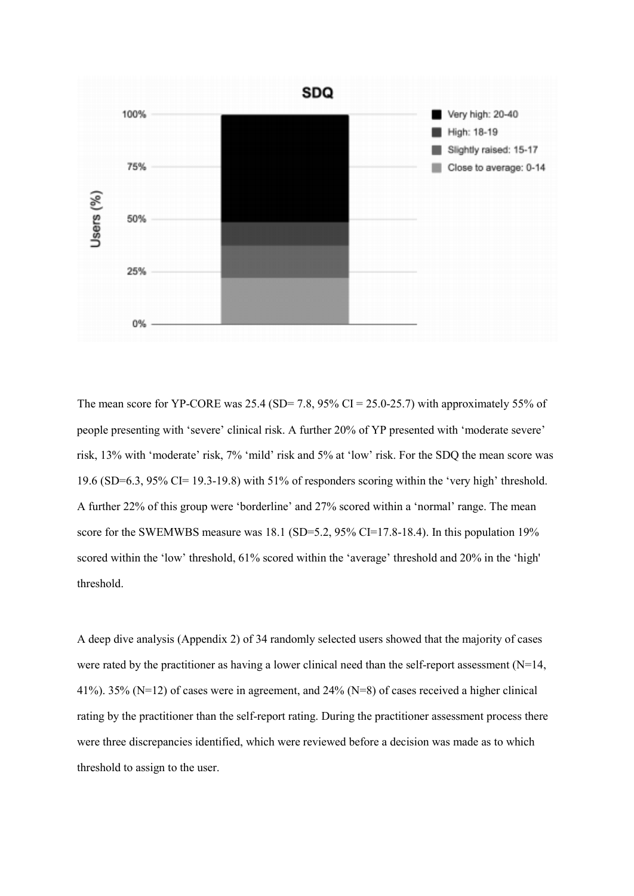The mean score for YP-CORE was 25.4 (SD= 7.8, 95% CI = 25.0-25.7) with approximately 55% of people presenting with 'severe' clinical risk. A further 20% of YP presented with 'moderate severe' risk, 13% with 'moderate' risk, 7% 'mild' risk and 5% at 'low' risk. For the SDQ the mean score was 19.6 (SD=6.3, 95% CI= 19.3-19.8) with 51% of responders scoring within the 'very high' threshold. A further 22% of this group were 'borderline' and 27% scored within a 'normal' range. The mean score for the SWEMWBS measure was 18.1 (SD=5.2, 95% CI=17.8-18.4). In this population 19% scored within the 'low' threshold, 61% scored within the 'average' threshold and 20% in the 'high' threshold.

A deep dive analysis (Appendix 2) of 34 randomly selected users showed that the majority of cases were rated by the practitioner as having a lower clinical need than the self-report assessment (N=14, 41%). 35% (N=12) of cases were in agreement, and 24% (N=8) of cases received a higher clinical rating by the practitioner than the self-report rating. During the practitioner assessment process there were three discrepancies identified, which were reviewed before a decision was made as to which threshold to assign to the user.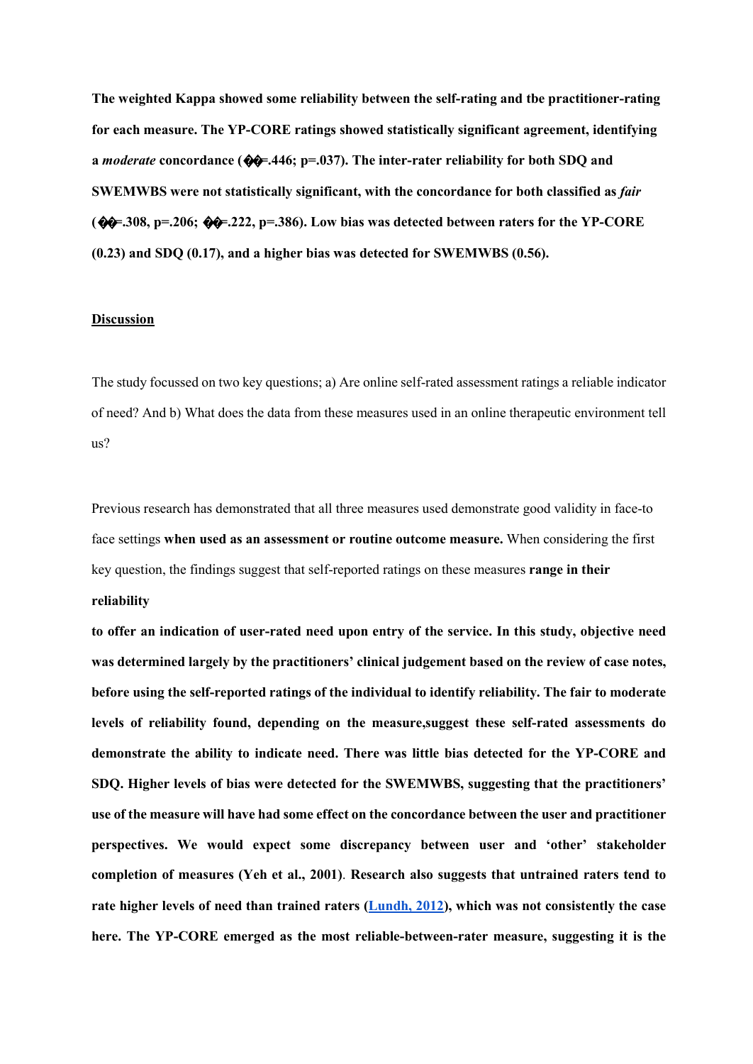**The weighted Kappa showed some reliability between the self-rating and tbe practitioner-rating for each measure. The YP-CORE ratings showed statistically significant agreement, identifying a *moderate* concordance (��=.446; p=.037). The inter-rater reliability for both SDQ and SWEMWBS were not statistically significant, with the concordance for both classified as *fair* (��=.308, p=.206; ��=.222, p=.386). Low bias was detected between raters for the YP-CORE (0.23) and SDQ (0.17), and a higher bias was detected for SWEMWBS (0.56).**

## Discussion

The study focussed on two key questions; a) Are online self-rated assessment ratings a reliable indicator of need? And b) What does the data from these measures used in an online therapeutic environment tell us?

Previous research has demonstrated that all three measures used demonstrate good validity in face-to face settings **when used as an assessment or routine outcome measure.** When considering the first key question, the findings suggest that self-reported ratings on these measures **range in their reliability**

**to offer an indication of user-rated need upon entry of the service. In this study, objective need was determined largely by the practitioners' clinical judgement based on the review of case notes, before using the self-reported ratings of the individual to identify reliability. The fair to moderate levels of reliability found, depending on the measure,suggest these self-rated assessments do demonstrate the ability to indicate need. There was little bias detected for the YP-CORE and SDQ. Higher levels of bias were detected for the SWEMWBS, suggesting that the practitioners' use of the measure will have had some effect on the concordance between the user and practitioner perspectives. We would expect some discrepancy between user and 'other' stakeholder completion of measures (Yeh et al., 2001)**. **Research also suggests that untrained raters tend to rate higher levels of need than trained raters (Lundh, 2012), which was not consistently the case here. The YP-CORE emerged as the most reliable-between-rater measure, suggesting it is the**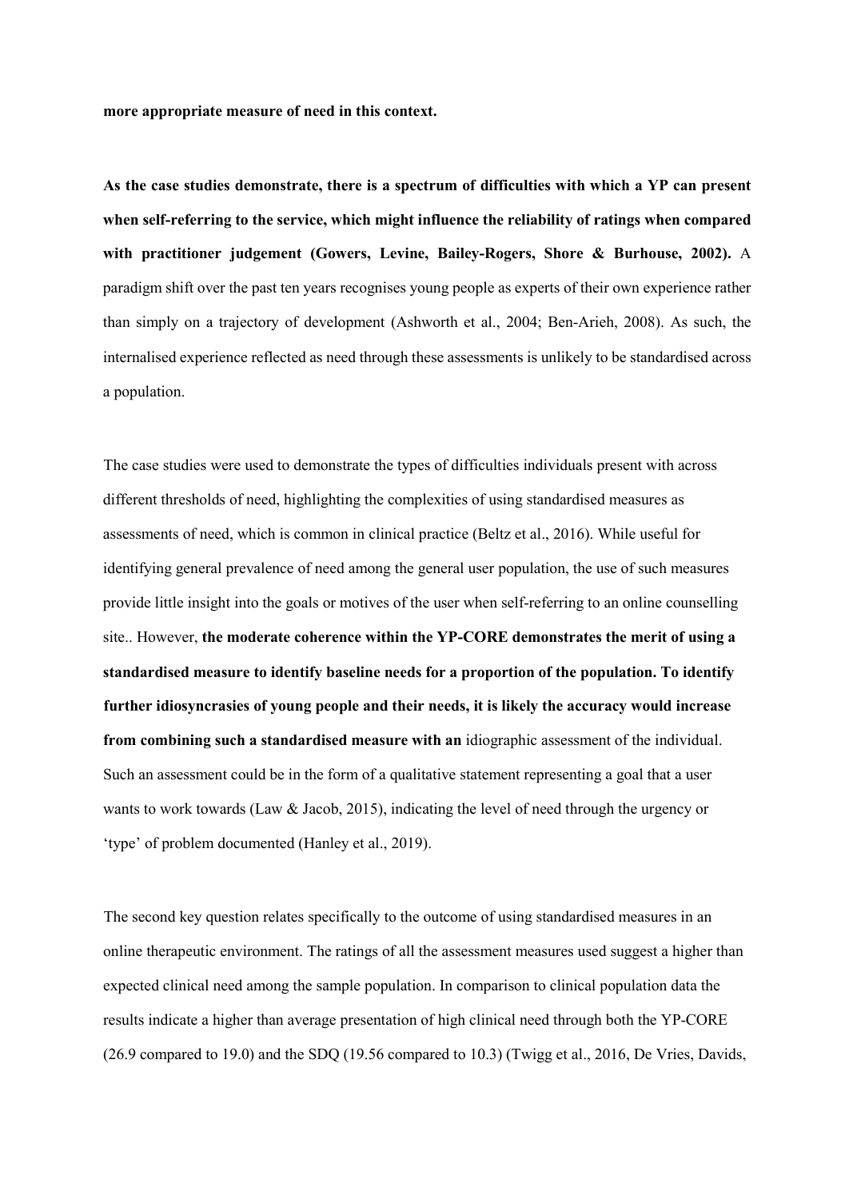**more appropriate measure of need in this context.**

**As the case studies demonstrate, there is a spectrum of difficulties with which a YP can present when self-referring to the service, which might influence the reliability of ratings when compared with practitioner judgement (Gowers, Levine, Bailey-Rogers, Shore & Burhouse, 2002).** A paradigm shift over the past ten years recognises young people as experts of their own experience rather than simply on a trajectory of development (Ashworth et al., 2004; Ben-Arieh, 2008). As such, the internalised experience reflected as need through these assessments is unlikely to be standardised across a population.

The case studies were used to demonstrate the types of difficulties individuals present with across different thresholds of need, highlighting the complexities of using standardised measures as assessments of need, which is common in clinical practice (Beltz et al., 2016). While useful for identifying general prevalence of need among the general user population, the use of such measures provide little insight into the goals or motives of the user when self-referring to an online counselling site.. However, **the moderate coherence within the YP-CORE demonstrates the merit of using a standardised measure to identify baseline needs for a proportion of the population. To identify further idiosyncrasies of young people and their needs, it is likely the accuracy would increase from combining such a standardised measure with an** idiographic assessment of the individual. Such an assessment could be in the form of a qualitative statement representing a goal that a user wants to work towards (Law & Jacob, 2015), indicating the level of need through the urgency or 'type' of problem documented (Hanley et al., 2019).

The second key question relates specifically to the outcome of using standardised measures in an online therapeutic environment. The ratings of all the assessment measures used suggest a higher than expected clinical need among the sample population. In comparison to clinical population data the results indicate a higher than average presentation of high clinical need through both the YP-CORE (26.9 compared to 19.0) and the SDQ (19.56 compared to 10.3) (Twigg et al., 2016, De Vries, Davids,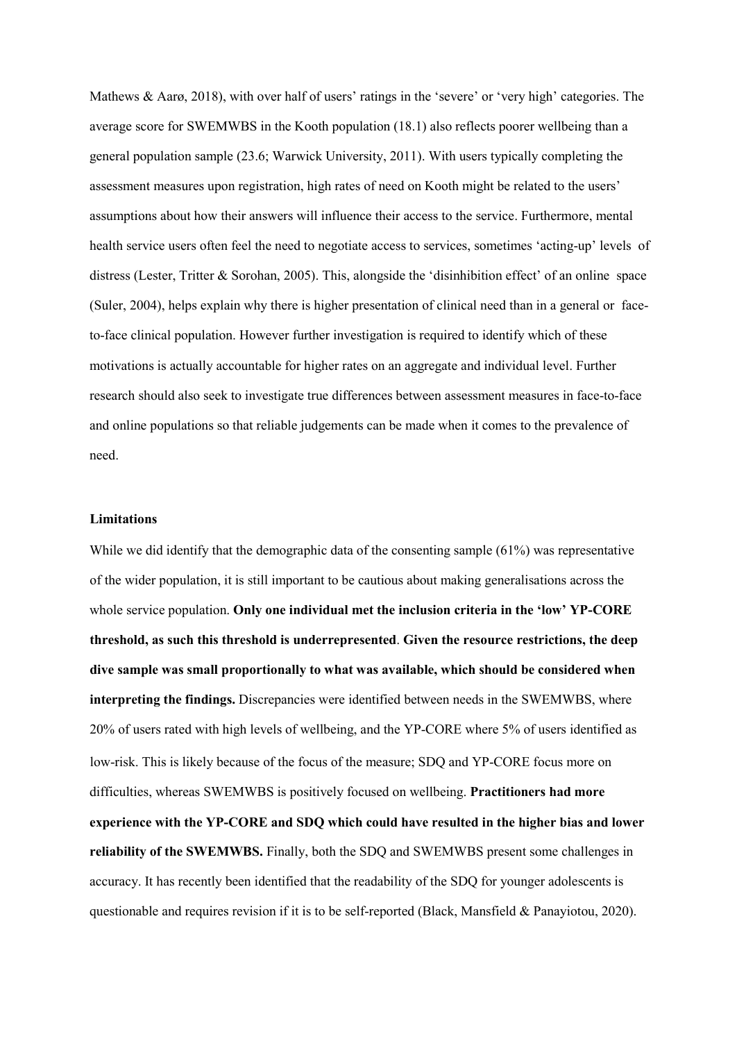Mathews & Aarø, 2018), with over half of users' ratings in the 'severe' or 'very high' categories. The average score for SWEMWBS in the Kooth population (18.1) also reflects poorer wellbeing than a general population sample (23.6; Warwick University, 2011). With users typically completing the assessment measures upon registration, high rates of need on Kooth might be related to the users' assumptions about how their answers will influence their access to the service. Furthermore, mental health service users often feel the need to negotiate access to services, sometimes 'acting-up' levels of distress (Lester, Tritter & Sorohan, 2005). This, alongside the 'disinhibition effect' of an online space (Suler, 2004), helps explain why there is higher presentation of clinical need than in a general or face-to-face clinical population. However further investigation is required to identify which of these motivations is actually accountable for higher rates on an aggregate and individual level. Further research should also seek to investigate true differences between assessment measures in face-to-face and online populations so that reliable judgements can be made when it comes to the prevalence of need.

**Limitations**

While we did identify that the demographic data of the consenting sample (61%) was representative of the wider population, it is still important to be cautious about making generalisations across the whole service population. **Only one individual met the inclusion criteria in the 'low' YP-CORE threshold, as such this threshold is underrepresented**. **Given the resource restrictions, the deep dive sample was small proportionally to what was available, which should be considered when interpreting the findings.** Discrepancies were identified between needs in the SWEMWBS, where 20% of users rated with high levels of wellbeing, and the YP-CORE where 5% of users identified as low-risk. This is likely because of the focus of the measure; SDQ and YP-CORE focus more on difficulties, whereas SWEMWBS is positively focused on wellbeing. **Practitioners had more experience with the YP-CORE and SDQ which could have resulted in the higher bias and lower reliability of the SWEMWBS.** Finally, both the SDQ and SWEMWBS present some challenges in accuracy. It has recently been identified that the readability of the SDQ for younger adolescents is questionable and requires revision if it is to be self-reported (Black, Mansfield & Panayiotou, 2020).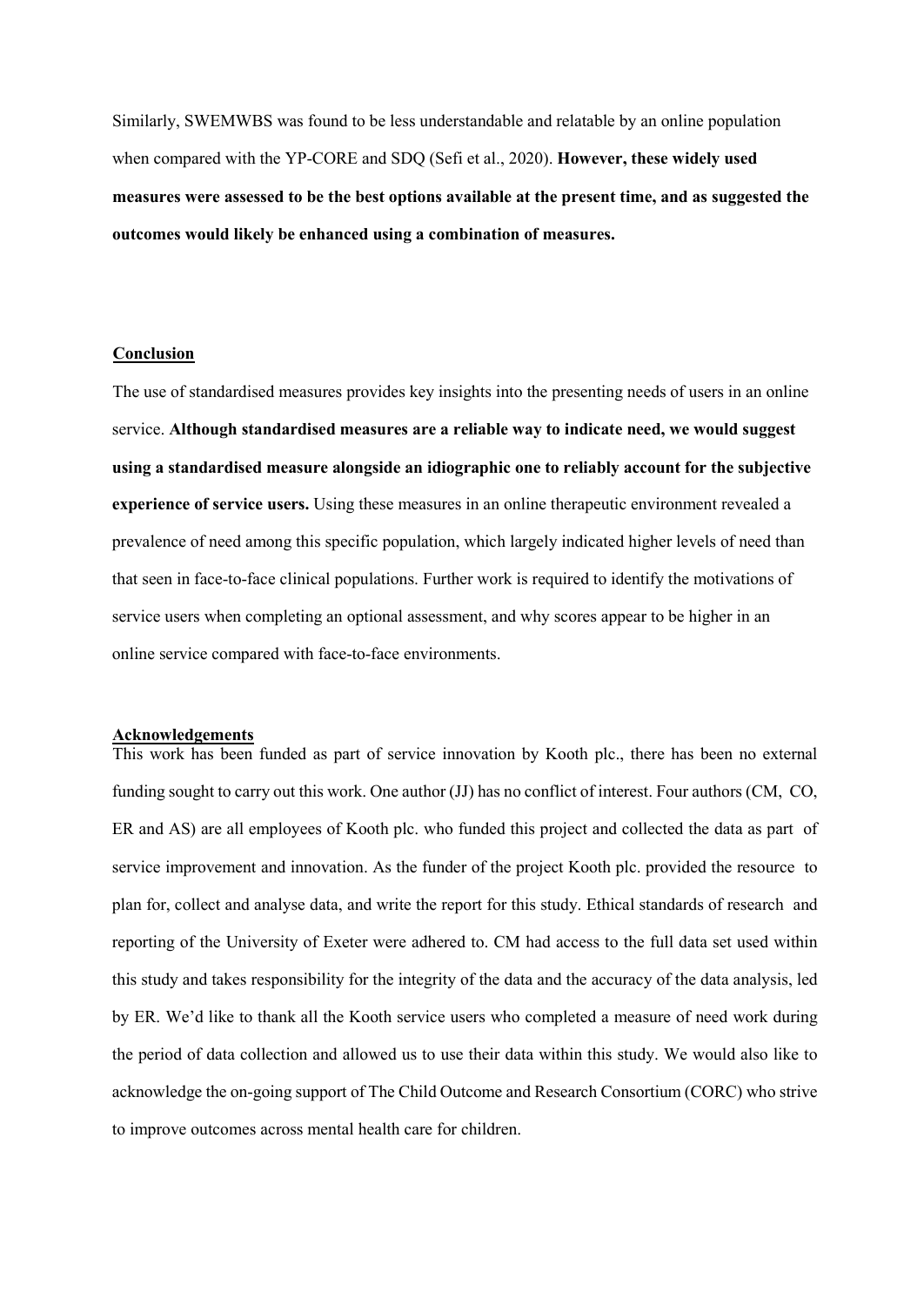Similarly, SWEMWBS was found to be less understandable and relatable by an online population when compared with the YP-CORE and SDQ (Sefi et al., 2020). **However, these widely used measures were assessed to be the best options available at the present time, and as suggested the outcomes would likely be enhanced using a combination of measures.**

## Conclusion

The use of standardised measures provides key insights into the presenting needs of users in an online service. **Although standardised measures are a reliable way to indicate need, we would suggest using a standardised measure alongside an idiographic one to reliably account for the subjective experience of service users.** Using these measures in an online therapeutic environment revealed a prevalence of need among this specific population, which largely indicated higher levels of need than that seen in face-to-face clinical populations. Further work is required to identify the motivations of service users when completing an optional assessment, and why scores appear to be higher in an online service compared with face-to-face environments.

## Acknowledgements

This work has been funded as part of service innovation by Kooth plc., there has been no external funding sought to carry out this work. One author (JJ) has no conflict of interest. Four authors (CM, CO, ER and AS) are all employees of Kooth plc. who funded this project and collected the data as part of service improvement and innovation. As the funder of the project Kooth plc. provided the resource to plan for, collect and analyse data, and write the report for this study. Ethical standards of research and reporting of the University of Exeter were adhered to. CM had access to the full data set used within this study and takes responsibility for the integrity of the data and the accuracy of the data analysis, led by ER. We'd like to thank all the Kooth service users who completed a measure of need work during the period of data collection and allowed us to use their data within this study. We would also like to acknowledge the on-going support of The Child Outcome and Research Consortium (CORC) who strive to improve outcomes across mental health care for children.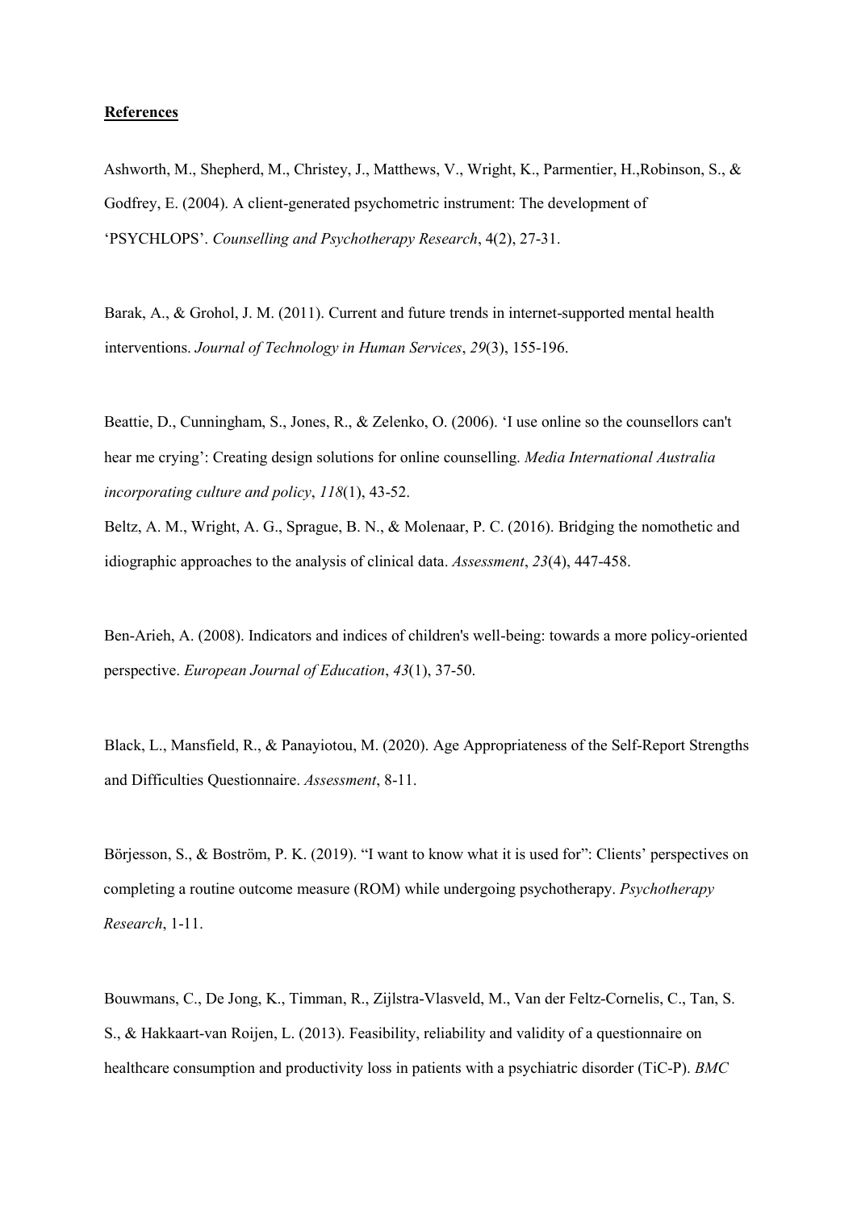**References**

Ashworth, M., Shepherd, M., Christey, J., Matthews, V., Wright, K., Parmentier, H.,Robinson, S., & Godfrey, E. (2004). A client-generated psychometric instrument: The development of 'PSYCHLOPS'. *Counselling and Psychotherapy Research*, 4(2), 27-31.

Barak, A., & Grohol, J. M. (2011). Current and future trends in internet-supported mental health interventions. *Journal of Technology in Human Services*, *29*(3), 155-196.

Beattie, D., Cunningham, S., Jones, R., & Zelenko, O. (2006). 'I use online so the counsellors can't hear me crying': Creating design solutions for online counselling. *Media International Australia incorporating culture and policy*, *118*(1), 43-52.

Beltz, A. M., Wright, A. G., Sprague, B. N., & Molenaar, P. C. (2016). Bridging the nomothetic and idiographic approaches to the analysis of clinical data. *Assessment*, *23*(4), 447-458.

Ben-Arieh, A. (2008). Indicators and indices of children's well-being: towards a more policy-oriented perspective. *European Journal of Education*, *43*(1), 37-50.

Black, L., Mansfield, R., & Panayiotou, M. (2020). Age Appropriateness of the Self-Report Strengths and Difficulties Questionnaire. *Assessment*, 8-11.

Börjesson, S., & Boström, P. K. (2019). "I want to know what it is used for": Clients' perspectives on completing a routine outcome measure (ROM) while undergoing psychotherapy. *Psychotherapy Research*, 1-11.

Bouwmans, C., De Jong, K., Timman, R., Zijlstra-Vlasveld, M., Van der Feltz-Cornelis, C., Tan, S. S., & Hakkaart-van Roijen, L. (2013). Feasibility, reliability and validity of a questionnaire on healthcare consumption and productivity loss in patients with a psychiatric disorder (TiC-P). *BMC*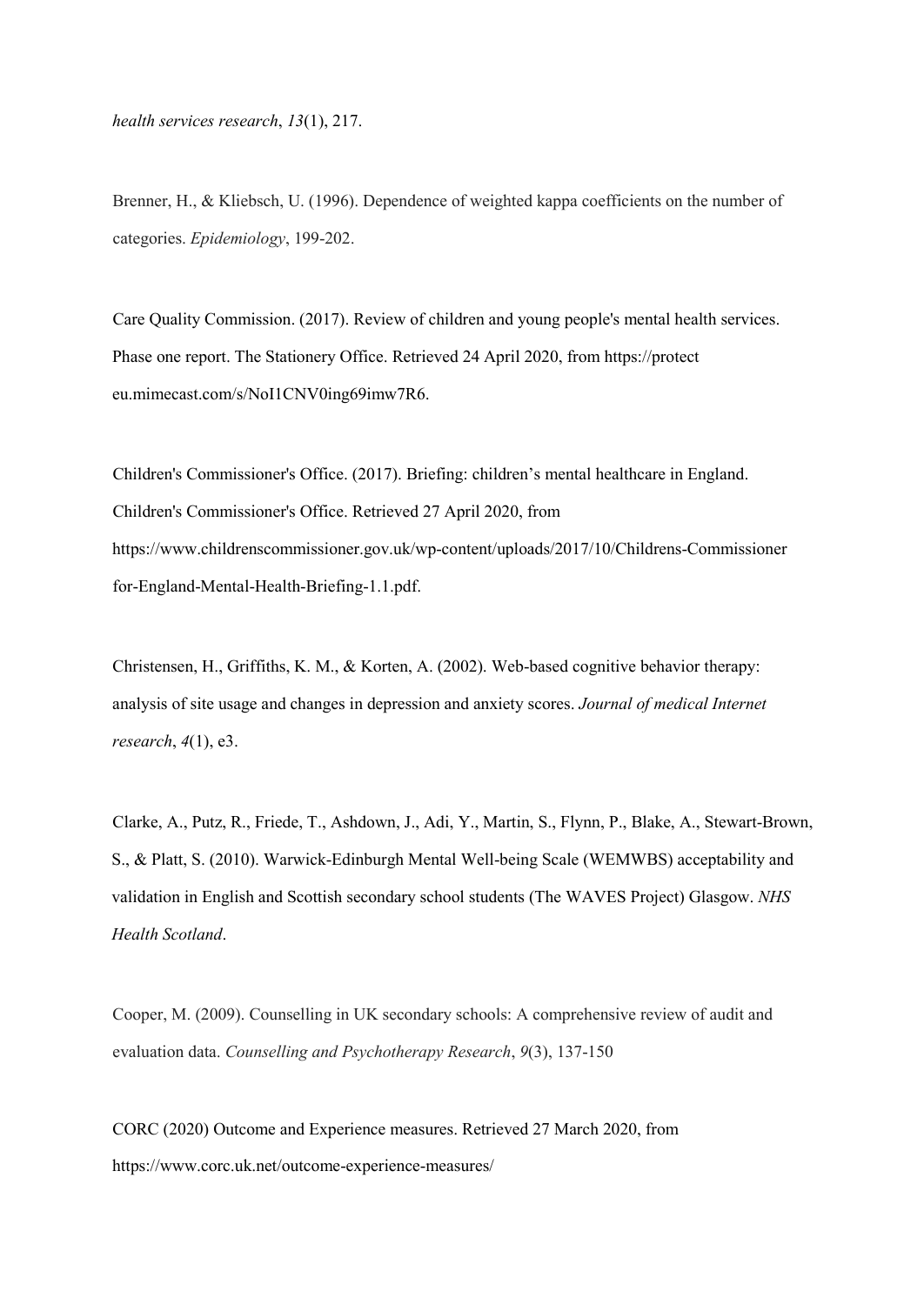*health services research*, *13*(1), 217.

Brenner, H., & Kliebsch, U. (1996). Dependence of weighted kappa coefficients on the number of categories. *Epidemiology*, 199-202.

Care Quality Commission. (2017). Review of children and young people's mental health services. Phase one report. The Stationery Office. Retrieved 24 April 2020, from https://protect eu.mimecast.com/s/NoI1CNV0ing69imw7R6.

Children's Commissioner's Office. (2017). Briefing: children's mental healthcare in England. Children's Commissioner's Office. Retrieved 27 April 2020, from https://www.childrenscommissioner.gov.uk/wp-content/uploads/2017/10/Childrens-Commissioner for-England-Mental-Health-Briefing-1.1.pdf.

Christensen, H., Griffiths, K. M., & Korten, A. (2002). Web-based cognitive behavior therapy: analysis of site usage and changes in depression and anxiety scores. *Journal of medical Internet research*, *4*(1), e3.

Clarke, A., Putz, R., Friede, T., Ashdown, J., Adi, Y., Martin, S., Flynn, P., Blake, A., Stewart-Brown, S., & Platt, S. (2010). Warwick-Edinburgh Mental Well-being Scale (WEMWBS) acceptability and validation in English and Scottish secondary school students (The WAVES Project) Glasgow. *NHS Health Scotland*.

Cooper, M. (2009). Counselling in UK secondary schools: A comprehensive review of audit and evaluation data. *Counselling and Psychotherapy Research*, *9*(3), 137-150

CORC (2020) Outcome and Experience measures. Retrieved 27 March 2020, from https://www.corc.uk.net/outcome-experience-measures/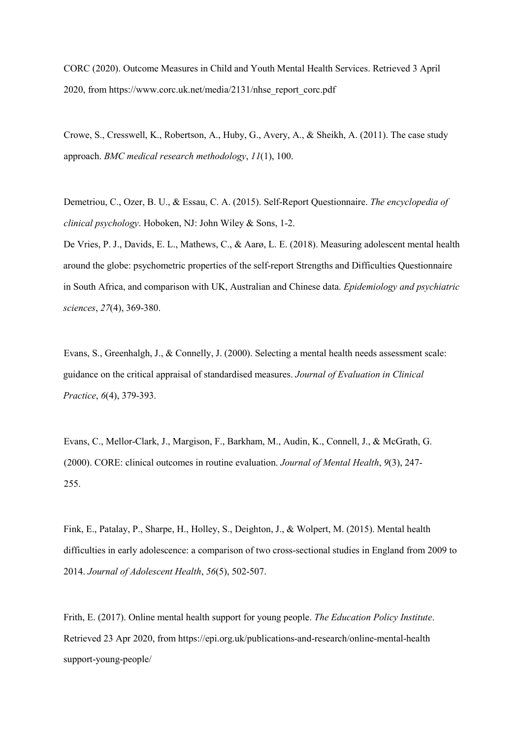CORC (2020). Outcome Measures in Child and Youth Mental Health Services. Retrieved 3 April 2020, from https://www.corc.uk.net/media/2131/nhse_report_corc.pdf

Crowe, S., Cresswell, K., Robertson, A., Huby, G., Avery, A., & Sheikh, A. (2011). The case study approach. *BMC medical research methodology*, *11*(1), 100.

Demetriou, C., Ozer, B. U., & Essau, C. A. (2015). Self-Report Questionnaire. *The encyclopedia of clinical psychology*. Hoboken, NJ: John Wiley & Sons, 1-2.

De Vries, P. J., Davids, E. L., Mathews, C., & Aarø, L. E. (2018). Measuring adolescent mental health around the globe: psychometric properties of the self-report Strengths and Difficulties Questionnaire in South Africa, and comparison with UK, Australian and Chinese data. *Epidemiology and psychiatric sciences*, *27*(4), 369-380.

Evans, S., Greenhalgh, J., & Connelly, J. (2000). Selecting a mental health needs assessment scale: guidance on the critical appraisal of standardised measures. *Journal of Evaluation in Clinical Practice*, *6*(4), 379-393.

Evans, C., Mellor-Clark, J., Margison, F., Barkham, M., Audin, K., Connell, J., & McGrath, G. (2000). CORE: clinical outcomes in routine evaluation. *Journal of Mental Health*, *9*(3), 247-255.

Fink, E., Patalay, P., Sharpe, H., Holley, S., Deighton, J., & Wolpert, M. (2015). Mental health difficulties in early adolescence: a comparison of two cross-sectional studies in England from 2009 to 2014. *Journal of Adolescent Health*, *56*(5), 502-507.

Frith, E. (2017). Online mental health support for young people. *The Education Policy Institute*. Retrieved 23 Apr 2020, from https://epi.org.uk/publications-and-research/online-mental-health support-young-people/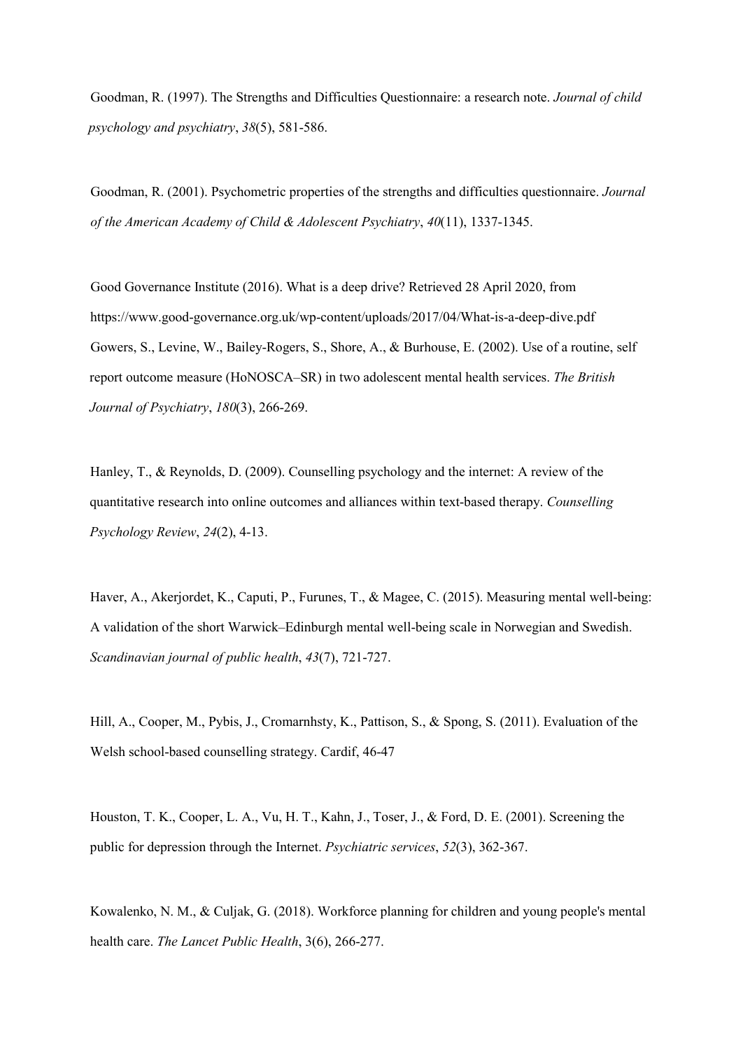Goodman, R. (1997). The Strengths and Difficulties Questionnaire: a research note. *Journal of child psychology and psychiatry*, *38*(5), 581-586.

Goodman, R. (2001). Psychometric properties of the strengths and difficulties questionnaire. *Journal of the American Academy of Child & Adolescent Psychiatry*, *40*(11), 1337-1345.

Good Governance Institute (2016). What is a deep drive? Retrieved 28 April 2020, from https://www.good-governance.org.uk/wp-content/uploads/2017/04/What-is-a-deep-dive.pdf

Gowers, S., Levine, W., Bailey-Rogers, S., Shore, A., & Burhouse, E. (2002). Use of a routine, self report outcome measure (HoNOSCA–SR) in two adolescent mental health services. *The British Journal of Psychiatry*, *180*(3), 266-269.

Hanley, T., & Reynolds, D. (2009). Counselling psychology and the internet: A review of the quantitative research into online outcomes and alliances within text-based therapy. *Counselling Psychology Review*, *24*(2), 4-13.

Haver, A., Akerjordet, K., Caputi, P., Furunes, T., & Magee, C. (2015). Measuring mental well-being: A validation of the short Warwick–Edinburgh mental well-being scale in Norwegian and Swedish. *Scandinavian journal of public health*, *43*(7), 721-727.

Hill, A., Cooper, M., Pybis, J., Cromarnhsty, K., Pattison, S., & Spong, S. (2011). Evaluation of the Welsh school-based counselling strategy. Cardif, 46-47

Houston, T. K., Cooper, L. A., Vu, H. T., Kahn, J., Toser, J., & Ford, D. E. (2001). Screening the public for depression through the Internet. *Psychiatric services*, *52*(3), 362-367.

Kowalenko, N. M., & Culjak, G. (2018). Workforce planning for children and young people's mental health care. *The Lancet Public Health*, 3(6), 266-277.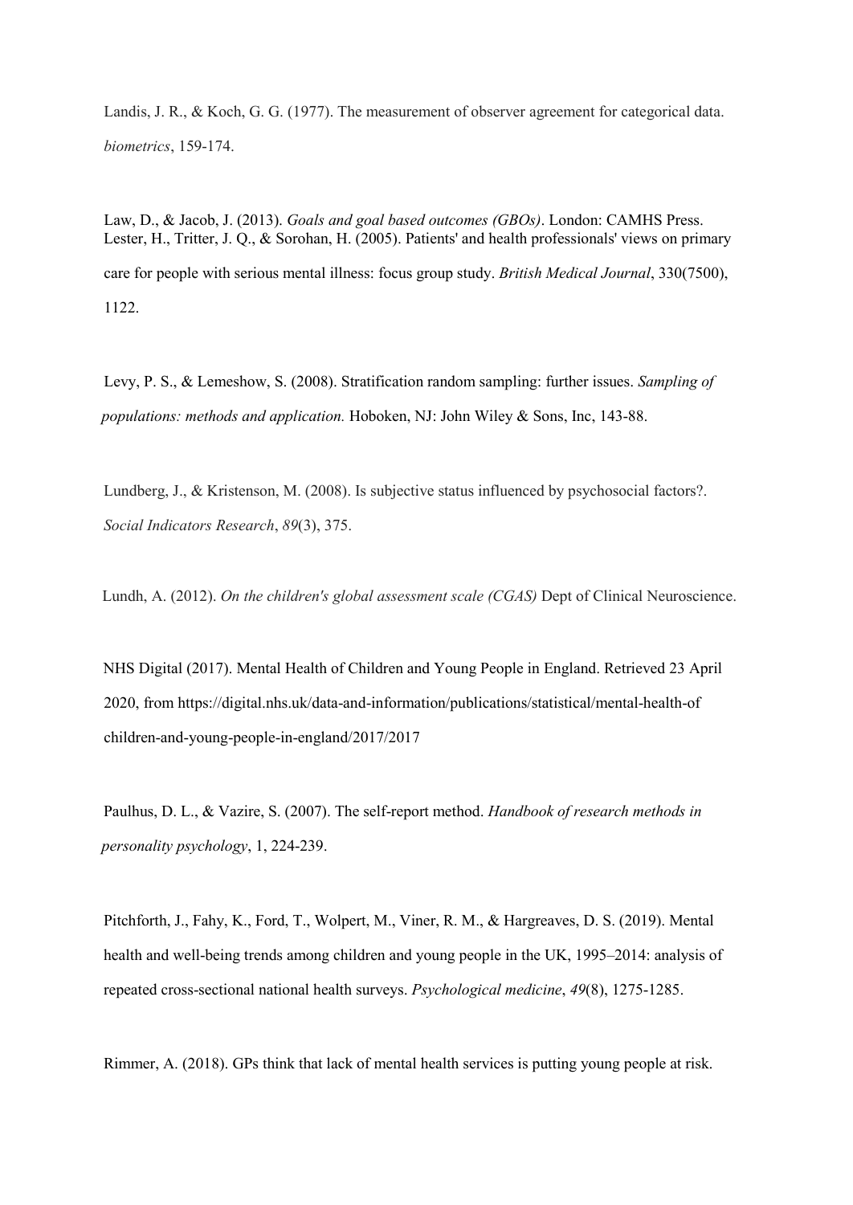Landis, J. R., & Koch, G. G. (1977). The measurement of observer agreement for categorical data. *biometrics*, 159-174.

Law, D., & Jacob, J. (2013). *Goals and goal based outcomes (GBOs)*. London: CAMHS Press.

Lester, H., Tritter, J. Q., & Sorohan, H. (2005). Patients' and health professionals' views on primary care for people with serious mental illness: focus group study. *British Medical Journal*, 330(7500), 1122.

Levy, P. S., & Lemeshow, S. (2008). Stratification random sampling: further issues. *Sampling of populations: methods and application.* Hoboken, NJ: John Wiley & Sons, Inc, 143-88.

Lundberg, J., & Kristenson, M. (2008). Is subjective status influenced by psychosocial factors?. *Social Indicators Research*, *89*(3), 375.

Lundh, A. (2012). *On the children's global assessment scale (CGAS)* Dept of Clinical Neuroscience.

NHS Digital (2017). Mental Health of Children and Young People in England. Retrieved 23 April 2020, from https://digital.nhs.uk/data-and-information/publications/statistical/mental-health-of children-and-young-people-in-england/2017/2017

Paulhus, D. L., & Vazire, S. (2007). The self-report method. *Handbook of research methods in personality psychology*, 1, 224-239.

Pitchforth, J., Fahy, K., Ford, T., Wolpert, M., Viner, R. M., & Hargreaves, D. S. (2019). Mental health and well-being trends among children and young people in the UK, 1995–2014: analysis of repeated cross-sectional national health surveys. *Psychological medicine*, *49*(8), 1275-1285.

Rimmer, A. (2018). GPs think that lack of mental health services is putting young people at risk.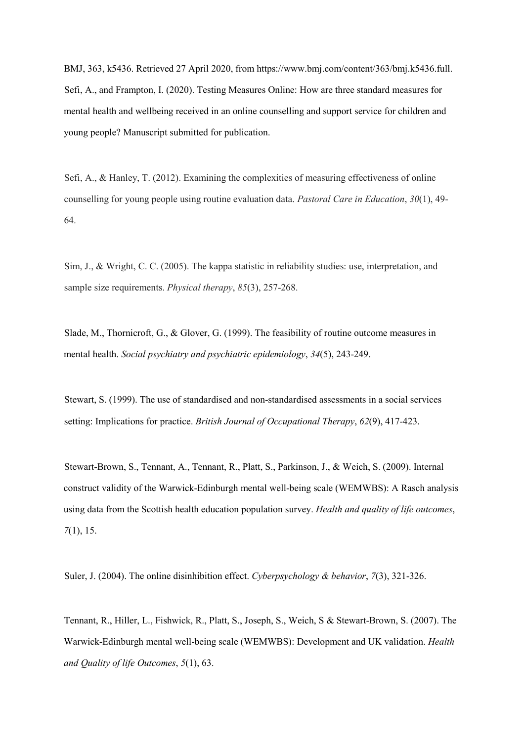BMJ, 363, k5436. Retrieved 27 April 2020, from https://www.bmj.com/content/363/bmj.k5436.full.

Sefi, A., and Frampton, I. (2020). Testing Measures Online: How are three standard measures for mental health and wellbeing received in an online counselling and support service for children and young people? Manuscript submitted for publication.

Sefi, A., & Hanley, T. (2012). Examining the complexities of measuring effectiveness of online counselling for young people using routine evaluation data. *Pastoral Care in Education*, *30*(1), 49-64.

Sim, J., & Wright, C. C. (2005). The kappa statistic in reliability studies: use, interpretation, and sample size requirements. *Physical therapy*, *85*(3), 257-268.

Slade, M., Thornicroft, G., & Glover, G. (1999). The feasibility of routine outcome measures in mental health. *Social psychiatry and psychiatric epidemiology*, *34*(5), 243-249.

Stewart, S. (1999). The use of standardised and non-standardised assessments in a social services setting: Implications for practice. *British Journal of Occupational Therapy*, *62*(9), 417-423.

Stewart-Brown, S., Tennant, A., Tennant, R., Platt, S., Parkinson, J., & Weich, S. (2009). Internal construct validity of the Warwick-Edinburgh mental well-being scale (WEMWBS): A Rasch analysis using data from the Scottish health education population survey. *Health and quality of life outcomes*, *7*(1), 15.

Suler, J. (2004). The online disinhibition effect. *Cyberpsychology & behavior*, *7*(3), 321-326.

Tennant, R., Hiller, L., Fishwick, R., Platt, S., Joseph, S., Weich, S & Stewart-Brown, S. (2007). The Warwick-Edinburgh mental well-being scale (WEMWBS): Development and UK validation. *Health and Quality of life Outcomes*, *5*(1), 63.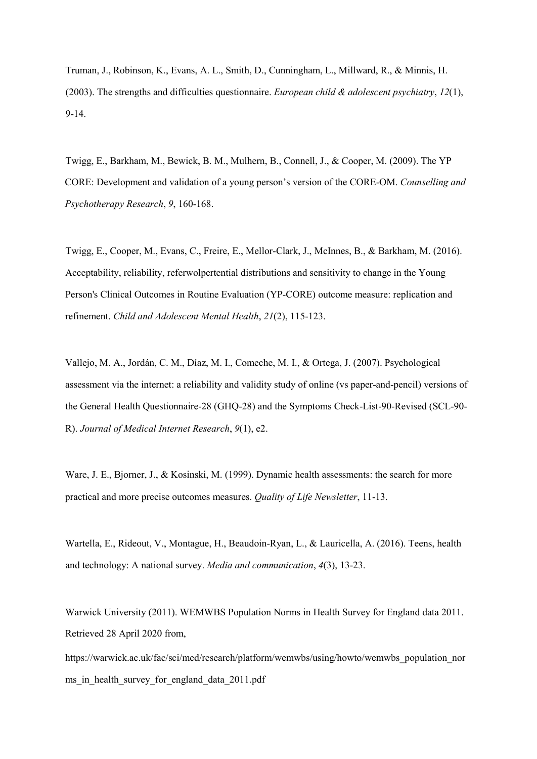Truman, J., Robinson, K., Evans, A. L., Smith, D., Cunningham, L., Millward, R., & Minnis, H. (2003). The strengths and difficulties questionnaire. *European child & adolescent psychiatry*, *12*(1), 9-14.

Twigg, E., Barkham, M., Bewick, B. M., Mulhern, B., Connell, J., & Cooper, M. (2009). The YP CORE: Development and validation of a young person's version of the CORE-OM. *Counselling and Psychotherapy Research*, *9*, 160-168.

Twigg, E., Cooper, M., Evans, C., Freire, E., Mellor-Clark, J., McInnes, B., & Barkham, M. (2016). Acceptability, reliability, referwolpertential distributions and sensitivity to change in the Young Person's Clinical Outcomes in Routine Evaluation (YP-CORE) outcome measure: replication and refinement. *Child and Adolescent Mental Health*, *21*(2), 115-123.

Vallejo, M. A., Jordán, C. M., Díaz, M. I., Comeche, M. I., & Ortega, J. (2007). Psychological assessment via the internet: a reliability and validity study of online (vs paper-and-pencil) versions of the General Health Questionnaire-28 (GHQ-28) and the Symptoms Check-List-90-Revised (SCL-90-R). *Journal of Medical Internet Research*, *9*(1), e2.

Ware, J. E., Bjorner, J., & Kosinski, M. (1999). Dynamic health assessments: the search for more practical and more precise outcomes measures. *Quality of Life Newsletter*, 11-13.

Wartella, E., Rideout, V., Montague, H., Beaudoin-Ryan, L., & Lauricella, A. (2016). Teens, health and technology: A national survey. *Media and communication*, *4*(3), 13-23.

Warwick University (2011). WEMWBS Population Norms in Health Survey for England data 2011. Retrieved 28 April 2020 from,

https://warwick.ac.uk/fac/sci/med/research/platform/wemwbs/using/howto/wemwbs_population_norms_in_health_survey_for_england_data_2011.pdf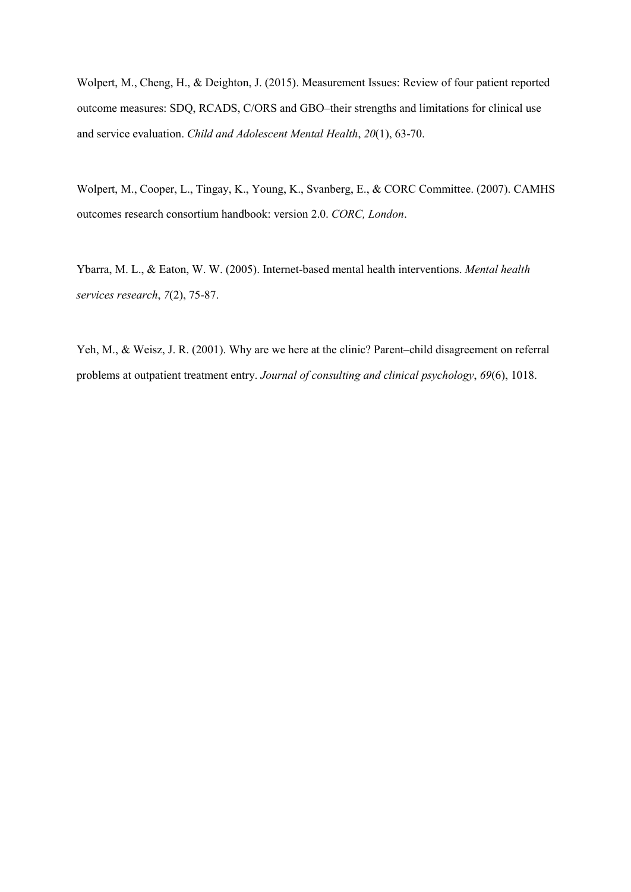Wolpert, M., Cheng, H., & Deighton, J. (2015). Measurement Issues: Review of four patient reported outcome measures: SDQ, RCADS, C/ORS and GBO–their strengths and limitations for clinical use and service evaluation. *Child and Adolescent Mental Health*, *20*(1), 63-70.

Wolpert, M., Cooper, L., Tingay, K., Young, K., Svanberg, E., & CORC Committee. (2007). CAMHS outcomes research consortium handbook: version 2.0. *CORC, London*.

Ybarra, M. L., & Eaton, W. W. (2005). Internet-based mental health interventions. *Mental health services research*, *7*(2), 75-87.

Yeh, M., & Weisz, J. R. (2001). Why are we here at the clinic? Parent–child disagreement on referral problems at outpatient treatment entry. *Journal of consulting and clinical psychology*, *69*(6), 1018.